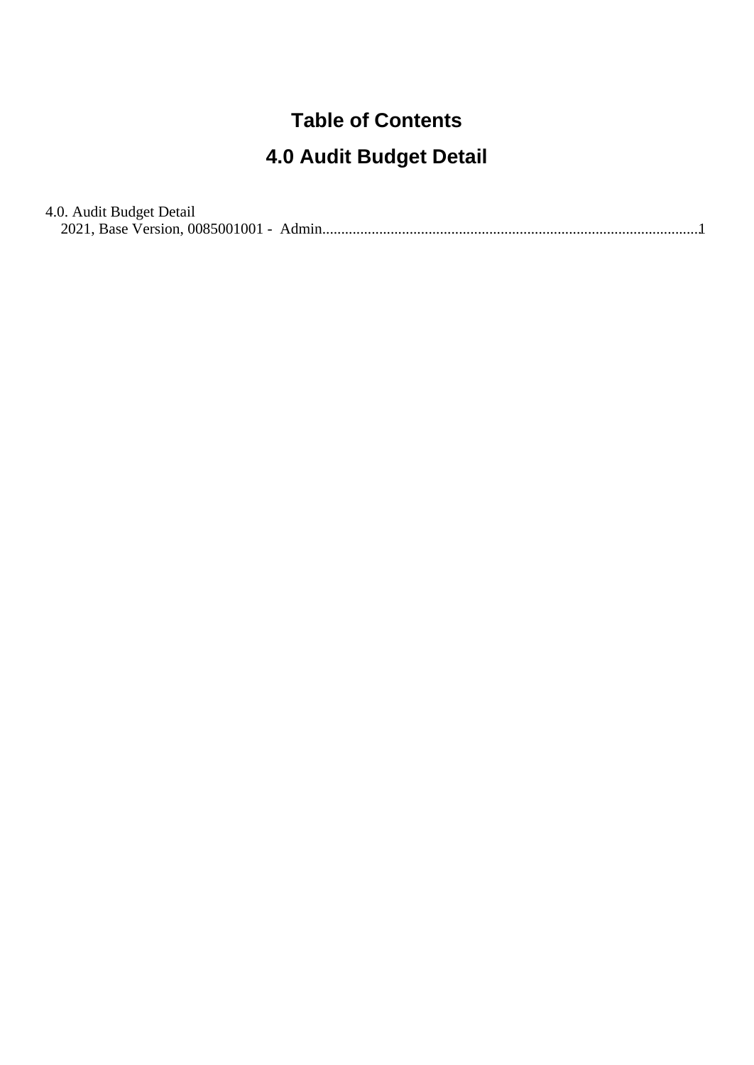# Table of Contents

## 4.0 Audit Budget Detail

4.0. Audit Budget Detail
  2021, Base Version, 0085001001 -  Admin....................................................................................................1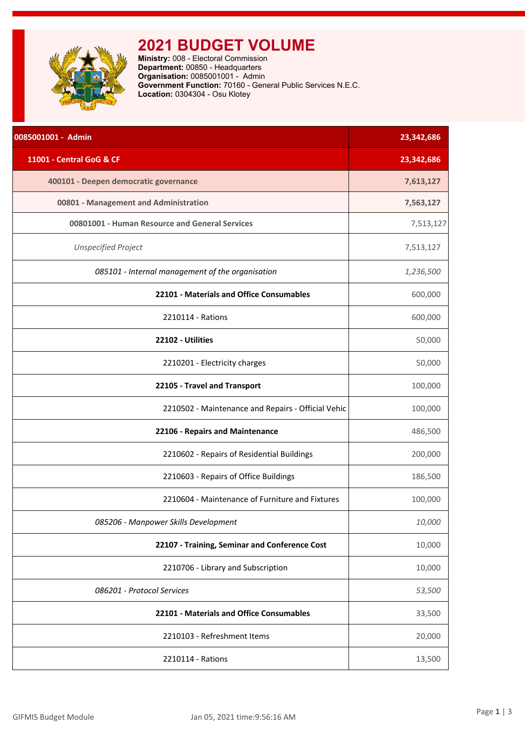# 2021 BUDGET VOLUME

**Ministry:** 008 - Electoral Commission
**Department:** 00850 - Headquarters
**Organisation:** 0085001001 - Admin
**Government Function:** 70160 - General Public Services N.E.C.
**Location:** 0304304 - Osu Klotey

| 0085001001 - Admin | 23,342,686 |
|---|---|
| **11001 - Central GoG & CF** | **23,342,686** |
| **400101 - Deepen democratic governance** | **7,613,127** |
| **00801 - Management and Administration** | **7,563,127** |
| **00801001 - Human Resource and General Services** | 7,513,127 |
| *Unspecified Project* | 7,513,127 |
| *085101 - Internal management of the organisation* | *1,236,500* |
| **22101 - Materials and Office Consumables** | 600,000 |
| 2210114 - Rations | 600,000 |
| **22102 - Utilities** | 50,000 |
| 2210201 - Electricity charges | 50,000 |
| **22105 - Travel and Transport** | 100,000 |
| 2210502 - Maintenance and Repairs - Official Vehic | 100,000 |
| **22106 - Repairs and Maintenance** | 486,500 |
| 2210602 - Repairs of Residential Buildings | 200,000 |
| 2210603 - Repairs of Office Buildings | 186,500 |
| 2210604 - Maintenance of Furniture and Fixtures | 100,000 |
| *085206 - Manpower Skills Development* | *10,000* |
| **22107 - Training, Seminar and Conference Cost** | 10,000 |
| 2210706 - Library and Subscription | 10,000 |
| *086201 - Protocol Services* | *53,500* |
| **22101 - Materials and Office Consumables** | 33,500 |
| 2210103 - Refreshment Items | 20,000 |
| 2210114 - Rations | 13,500 |

GIFMIS Budget Module — Jan 05, 2021 time:9:56:16 AM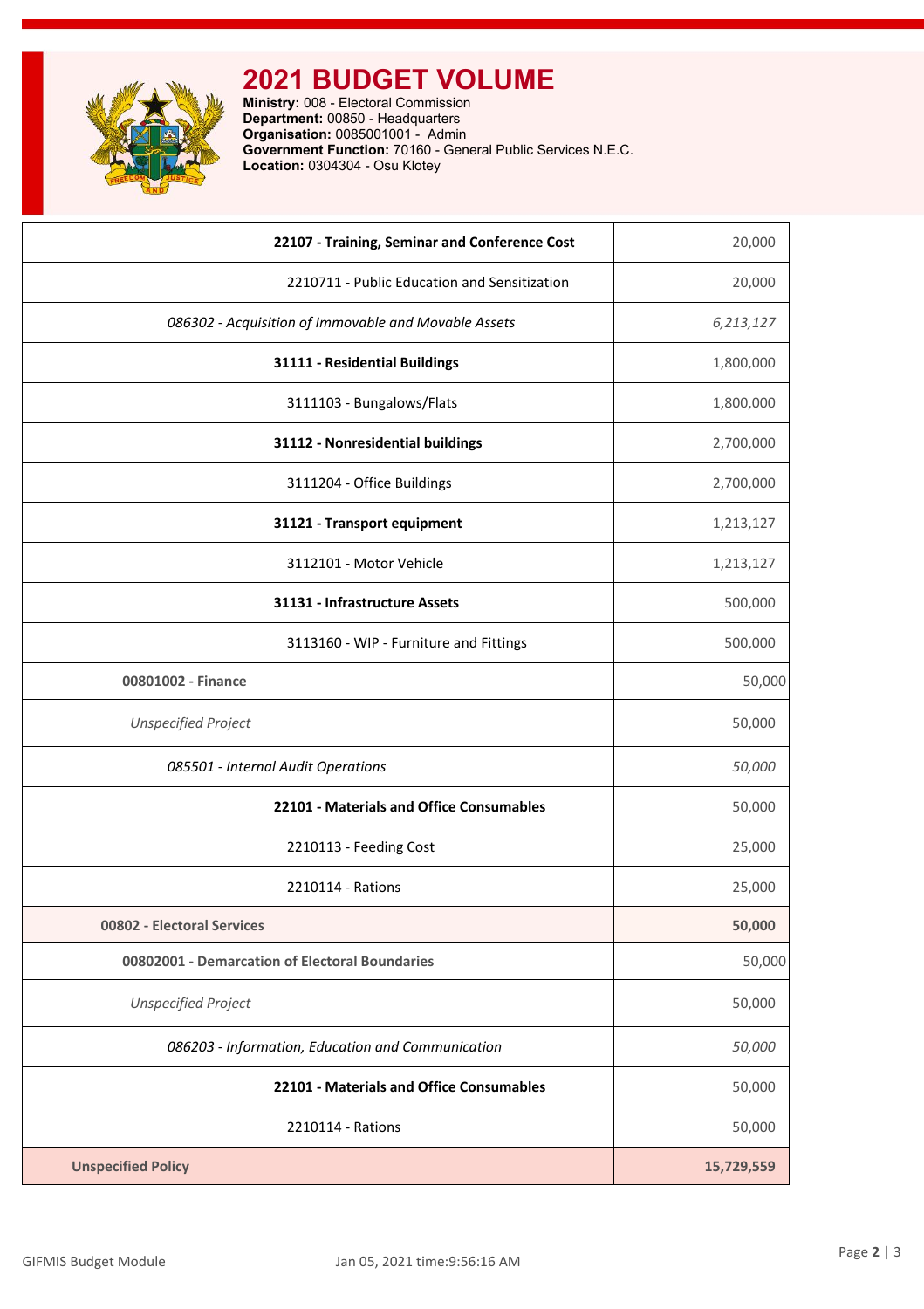# 2021 BUDGET VOLUME

**Ministry:** 008 - Electoral Commission
**Department:** 00850 - Headquarters
**Organisation:** 0085001001 - Admin
**Government Function:** 70160 - General Public Services N.E.C.
**Location:** 0304304 - Osu Klotey

| | |
|---|---|
| **22107 - Training, Seminar and Conference Cost** | 20,000 |
| 2210711 - Public Education and Sensitization | 20,000 |
| *086302 - Acquisition of Immovable and Movable Assets* | *6,213,127* |
| **31111 - Residential Buildings** | 1,800,000 |
| 3111103 - Bungalows/Flats | 1,800,000 |
| **31112 - Nonresidential buildings** | 2,700,000 |
| 3111204 - Office Buildings | 2,700,000 |
| **31121 - Transport equipment** | 1,213,127 |
| 3112101 - Motor Vehicle | 1,213,127 |
| **31131 - Infrastructure Assets** | 500,000 |
| 3113160 - WIP - Furniture and Fittings | 500,000 |
| **00801002 - Finance** | 50,000 |
| *Unspecified Project* | 50,000 |
| *085501 - Internal Audit Operations* | *50,000* |
| **22101 - Materials and Office Consumables** | 50,000 |
| 2210113 - Feeding Cost | 25,000 |
| 2210114 - Rations | 25,000 |
| **00802 - Electoral Services** | **50,000** |
| **00802001 - Demarcation of Electoral Boundaries** | 50,000 |
| *Unspecified Project* | 50,000 |
| *086203 - Information, Education and Communication* | *50,000* |
| **22101 - Materials and Office Consumables** | 50,000 |
| 2210114 - Rations | 50,000 |
| **Unspecified Policy** | **15,729,559** |

GIFMIS Budget Module Jan 05, 2021 time:9:56:16 AM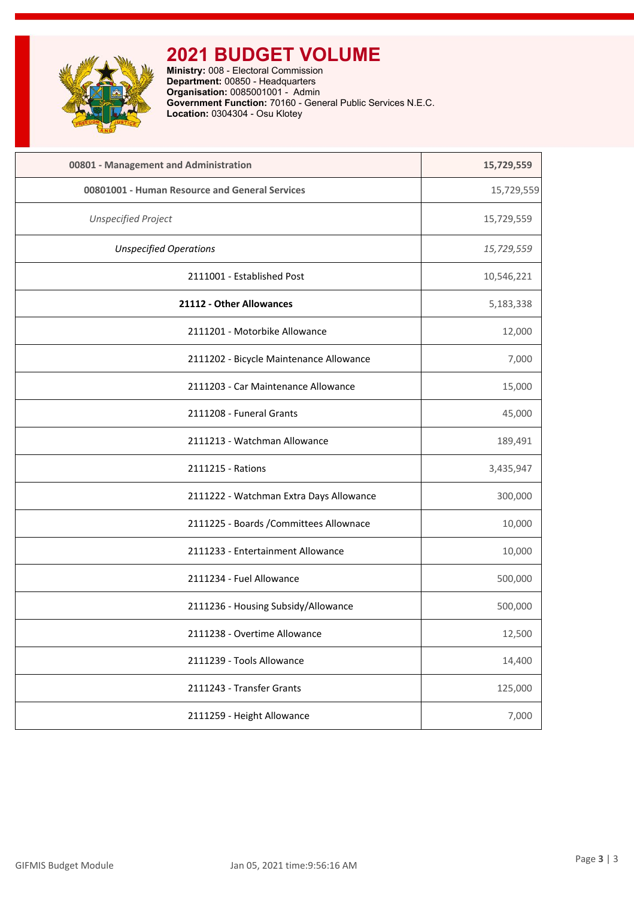# 2021 BUDGET VOLUME

**Ministry:** 008 - Electoral Commission
**Department:** 00850 - Headquarters
**Organisation:** 0085001001 - Admin
**Government Function:** 70160 - General Public Services N.E.C.
**Location:** 0304304 - Osu Klotey

| | |
|---|---|
| **00801 - Management and Administration** | **15,729,559** |
| **00801001 - Human Resource and General Services** | 15,729,559 |
| *Unspecified Project* | 15,729,559 |
| *Unspecified Operations* | *15,729,559* |
| 2111001 - Established Post | 10,546,221 |
| **21112 - Other Allowances** | 5,183,338 |
| 2111201 - Motorbike Allowance | 12,000 |
| 2111202 - Bicycle Maintenance Allowance | 7,000 |
| 2111203 - Car Maintenance Allowance | 15,000 |
| 2111208 - Funeral Grants | 45,000 |
| 2111213 - Watchman Allowance | 189,491 |
| 2111215 - Rations | 3,435,947 |
| 2111222 - Watchman Extra Days Allowance | 300,000 |
| 2111225 - Boards /Committees Allownace | 10,000 |
| 2111233 - Entertainment Allowance | 10,000 |
| 2111234 - Fuel Allowance | 500,000 |
| 2111236 - Housing Subsidy/Allowance | 500,000 |
| 2111238 - Overtime Allowance | 12,500 |
| 2111239 - Tools Allowance | 14,400 |
| 2111243 - Transfer Grants | 125,000 |
| 2111259 - Height Allowance | 7,000 |

GIFMIS Budget Module    Jan 05, 2021 time:9:56:16 AM